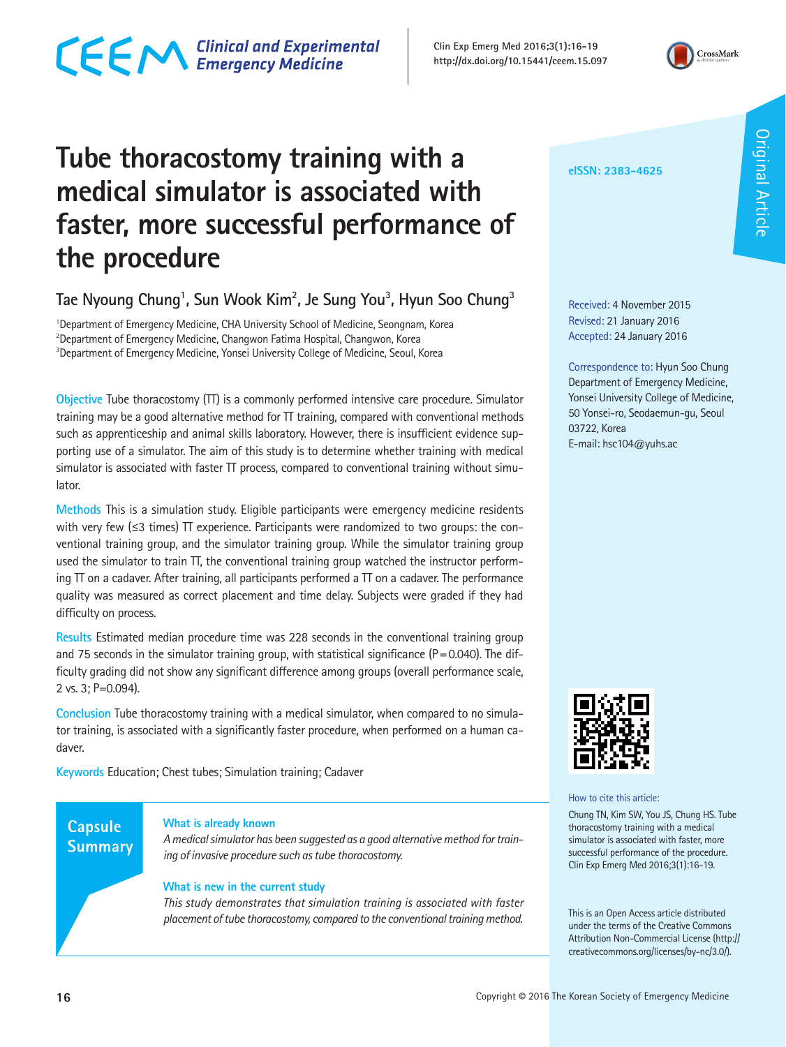# Tube thoracostomy training with a medical simulator is associated with faster, more successful performance of the procedure

Original Article

eISSN: 2383-4625

Tae Nyoung Chung[1], Sun Wook Kim[2], Je Sung You[3], Hyun Soo Chung[3]

[1]Department of Emergency Medicine, CHA University School of Medicine, Seongnam, Korea
[2]Department of Emergency Medicine, Changwon Fatima Hospital, Changwon, Korea
[3]Department of Emergency Medicine, Yonsei University College of Medicine, Seoul, Korea

Received: 4 November 2015
Revised: 21 January 2016
Accepted: 24 January 2016

Correspondence to: Hyun Soo Chung
Department of Emergency Medicine, Yonsei University College of Medicine, 50 Yonsei-ro, Seodaemun-gu, Seoul 03722, Korea
E-mail: hsc104@yuhs.ac

**Objective** Tube thoracostomy (TT) is a commonly performed intensive care procedure. Simulator training may be a good alternative method for TT training, compared with conventional methods such as apprenticeship and animal skills laboratory. However, there is insufficient evidence supporting use of a simulator. The aim of this study is to determine whether training with medical simulator is associated with faster TT process, compared to conventional training without simulator.

**Methods** This is a simulation study. Eligible participants were emergency medicine residents with very few (≤3 times) TT experience. Participants were randomized to two groups: the conventional training group, and the simulator training group. While the simulator training group used the simulator to train TT, the conventional training group watched the instructor performing TT on a cadaver. After training, all participants performed a TT on a cadaver. The performance quality was measured as correct placement and time delay. Subjects were graded if they had difficulty on process.

**Results** Estimated median procedure time was 228 seconds in the conventional training group and 75 seconds in the simulator training group, with statistical significance (P=0.040). The difficulty grading did not show any significant difference among groups (overall performance scale, 2 vs. 3; P=0.094).

**Conclusion** Tube thoracostomy training with a medical simulator, when compared to no simulator training, is associated with a significantly faster procedure, when performed on a human cadaver.

**Keywords** Education; Chest tubes; Simulation training; Cadaver

## Capsule Summary

**What is already known**

*A medical simulator has been suggested as a good alternative method for training of invasive procedure such as tube thoracostomy.*

**What is new in the current study**

*This study demonstrates that simulation training is associated with faster placement of tube thoracostomy, compared to the conventional training method.*

How to cite this article:
Chung TN, Kim SW, You JS, Chung HS. Tube thoracostomy training with a medical simulator is associated with faster, more successful performance of the procedure. Clin Exp Emerg Med 2016;3(1):16-19.

This is an Open Access article distributed under the terms of the Creative Commons Attribution Non-Commercial License (http://creativecommons.org/licenses/by-nc/3.0/).

Copyright © 2016 The Korean Society of Emergency Medicine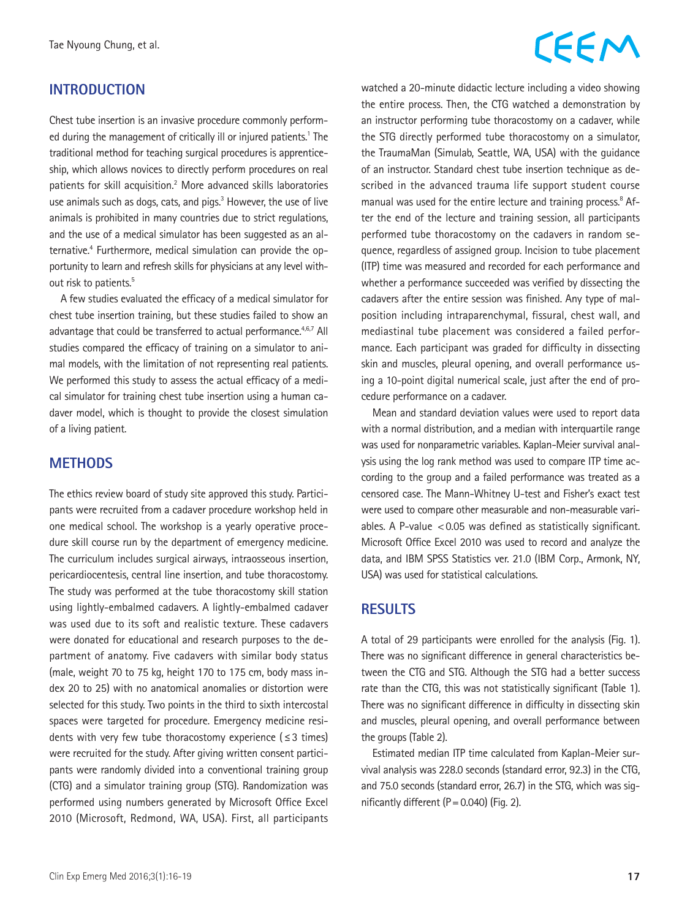## INTRODUCTION

Chest tube insertion is an invasive procedure commonly performed during the management of critically ill or injured patients.[1] The traditional method for teaching surgical procedures is apprenticeship, which allows novices to directly perform procedures on real patients for skill acquisition.[2] More advanced skills laboratories use animals such as dogs, cats, and pigs.[3] However, the use of live animals is prohibited in many countries due to strict regulations, and the use of a medical simulator has been suggested as an alternative.[4] Furthermore, medical simulation can provide the opportunity to learn and refresh skills for physicians at any level without risk to patients.[5]

A few studies evaluated the efficacy of a medical simulator for chest tube insertion training, but these studies failed to show an advantage that could be transferred to actual performance.[4,6,7] All studies compared the efficacy of training on a simulator to animal models, with the limitation of not representing real patients. We performed this study to assess the actual efficacy of a medical simulator for training chest tube insertion using a human cadaver model, which is thought to provide the closest simulation of a living patient.

## METHODS

The ethics review board of study site approved this study. Participants were recruited from a cadaver procedure workshop held in one medical school. The workshop is a yearly operative procedure skill course run by the department of emergency medicine. The curriculum includes surgical airways, intraosseous insertion, pericardiocentesis, central line insertion, and tube thoracostomy. The study was performed at the tube thoracostomy skill station using lightly-embalmed cadavers. A lightly-embalmed cadaver was used due to its soft and realistic texture. These cadavers were donated for educational and research purposes to the department of anatomy. Five cadavers with similar body status (male, weight 70 to 75 kg, height 170 to 175 cm, body mass index 20 to 25) with no anatomical anomalies or distortion were selected for this study. Two points in the third to sixth intercostal spaces were targeted for procedure. Emergency medicine residents with very few tube thoracostomy experience (≤3 times) were recruited for the study. After giving written consent participants were randomly divided into a conventional training group (CTG) and a simulator training group (STG). Randomization was performed using numbers generated by Microsoft Office Excel 2010 (Microsoft, Redmond, WA, USA). First, all participants watched a 20-minute didactic lecture including a video showing the entire process. Then, the CTG watched a demonstration by an instructor performing tube thoracostomy on a cadaver, while the STG directly performed tube thoracostomy on a simulator, the TraumaMan (Simulab, Seattle, WA, USA) with the guidance of an instructor. Standard chest tube insertion technique as described in the advanced trauma life support student course manual was used for the entire lecture and training process.[8] After the end of the lecture and training session, all participants performed tube thoracostomy on the cadavers in random sequence, regardless of assigned group. Incision to tube placement (ITP) time was measured and recorded for each performance and whether a performance succeeded was verified by dissecting the cadavers after the entire session was finished. Any type of malposition including intraparenchymal, fissural, chest wall, and mediastinal tube placement was considered a failed performance. Each participant was graded for difficulty in dissecting skin and muscles, pleural opening, and overall performance using a 10-point digital numerical scale, just after the end of procedure performance on a cadaver.

Mean and standard deviation values were used to report data with a normal distribution, and a median with interquartile range was used for nonparametric variables. Kaplan-Meier survival analysis using the log rank method was used to compare ITP time according to the group and a failed performance was treated as a censored case. The Mann-Whitney U-test and Fisher's exact test were used to compare other measurable and non-measurable variables. A P-value $<0.05$ was defined as statistically significant. Microsoft Office Excel 2010 was used to record and analyze the data, and IBM SPSS Statistics ver. 21.0 (IBM Corp., Armonk, NY, USA) was used for statistical calculations.

## RESULTS

A total of 29 participants were enrolled for the analysis (Fig. 1). There was no significant difference in general characteristics between the CTG and STG. Although the STG had a better success rate than the CTG, this was not statistically significant (Table 1). There was no significant difference in difficulty in dissecting skin and muscles, pleural opening, and overall performance between the groups (Table 2).

Estimated median ITP time calculated from Kaplan-Meier survival analysis was 228.0 seconds (standard error, 92.3) in the CTG, and 75.0 seconds (standard error, 26.7) in the STG, which was significantly different ($P=0.040$) (Fig. 2).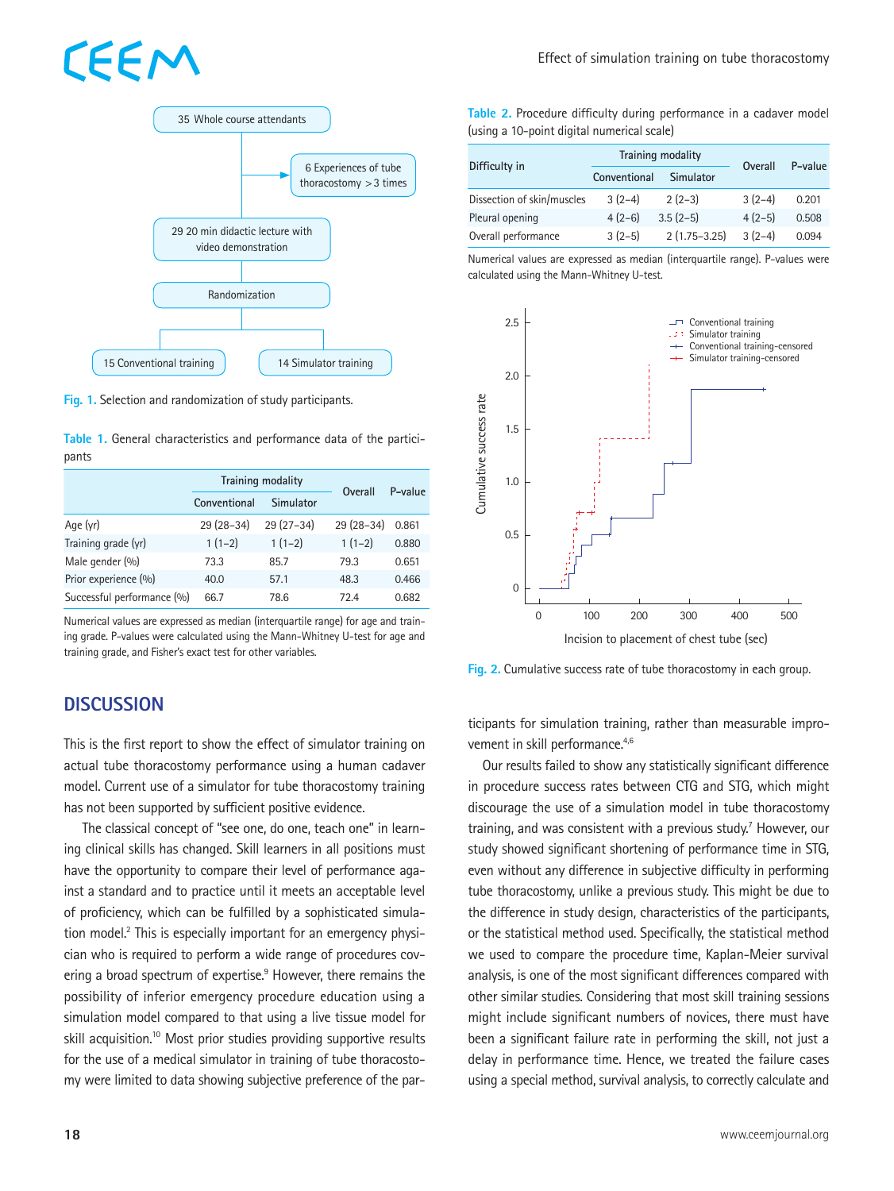Fig. 1. Selection and randomization of study participants.

Table 1. General characteristics and performance data of the participants

| | Training modality | | Overall | P-value |
|---|---|---|---|---|
| | Conventional | Simulator | | |
| Age (yr) | 29 (28–34) | 29 (27–34) | 29 (28–34) | 0.861 |
| Training grade (yr) | 1 (1–2) | 1 (1–2) | 1 (1–2) | 0.880 |
| Male gender (%) | 73.3 | 85.7 | 79.3 | 0.651 |
| Prior experience (%) | 40.0 | 57.1 | 48.3 | 0.466 |
| Successful performance (%) | 66.7 | 78.6 | 72.4 | 0.682 |

Numerical values are expressed as median (interquartile range) for age and training grade. P-values were calculated using the Mann-Whitney U-test for age and training grade, and Fisher's exact test for other variables.

Table 2. Procedure difficulty during performance in a cadaver model (using a 10-point digital numerical scale)

| Difficulty in | Training modality | | Overall | P-value |
|---|---|---|---|---|
| | Conventional | Simulator | | |
| Dissection of skin/muscles | 3 (2–4) | 2 (2–3) | 3 (2–4) | 0.201 |
| Pleural opening | 4 (2–6) | 3.5 (2–5) | 4 (2–5) | 0.508 |
| Overall performance | 3 (2–5) | 2 (1.75–3.25) | 3 (2–4) | 0.094 |

Numerical values are expressed as median (interquartile range). P-values were calculated using the Mann-Whitney U-test.

Fig. 2. Cumulative success rate of tube thoracostomy in each group.

## DISCUSSION

This is the first report to show the effect of simulator training on actual tube thoracostomy performance using a human cadaver model. Current use of a simulator for tube thoracostomy training has not been supported by sufficient positive evidence.

The classical concept of "see one, do one, teach one" in learning clinical skills has changed. Skill learners in all positions must have the opportunity to compare their level of performance against a standard and to practice until it meets an acceptable level of proficiency, which can be fulfilled by a sophisticated simulation model.[2] This is especially important for an emergency physician who is required to perform a wide range of procedures covering a broad spectrum of expertise.[9] However, there remains the possibility of inferior emergency procedure education using a simulation model compared to that using a live tissue model for skill acquisition.[10] Most prior studies providing supportive results for the use of a medical simulator in training of tube thoracostomy were limited to data showing subjective preference of the participants for simulation training, rather than measurable improvement in skill performance.[4,6]

Our results failed to show any statistically significant difference in procedure success rates between CTG and STG, which might discourage the use of a simulation model in tube thoracostomy training, and was consistent with a previous study.[7] However, our study showed significant shortening of performance time in STG, even without any difference in subjective difficulty in performing tube thoracostomy, unlike a previous study. This might be due to the difference in study design, characteristics of the participants, or the statistical method used. Specifically, the statistical method we used to compare the procedure time, Kaplan-Meier survival analysis, is one of the most significant differences compared with other similar studies. Considering that most skill training sessions might include significant numbers of novices, there must have been a significant failure rate in performing the skill, not just a delay in performance time. Hence, we treated the failure cases using a special method, survival analysis, to correctly calculate and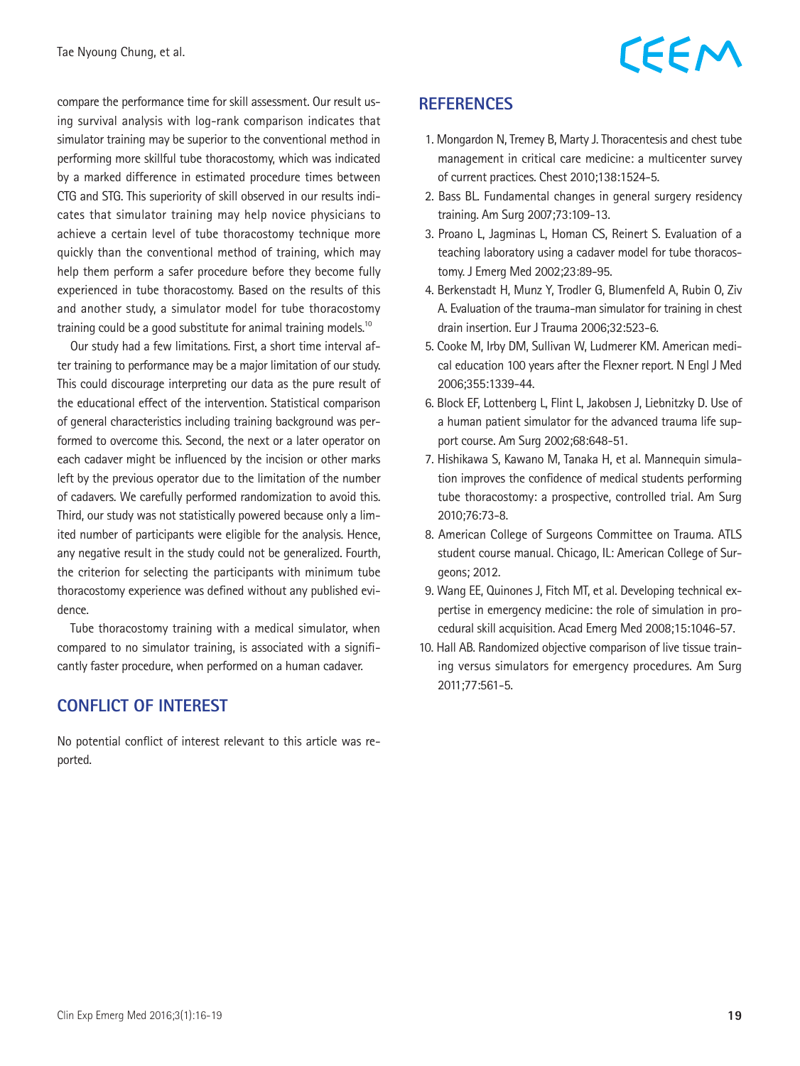compare the performance time for skill assessment. Our result using survival analysis with log-rank comparison indicates that simulator training may be superior to the conventional method in performing more skillful tube thoracostomy, which was indicated by a marked difference in estimated procedure times between CTG and STG. This superiority of skill observed in our results indicates that simulator training may help novice physicians to achieve a certain level of tube thoracostomy technique more quickly than the conventional method of training, which may help them perform a safer procedure before they become fully experienced in tube thoracostomy. Based on the results of this and another study, a simulator model for tube thoracostomy training could be a good substitute for animal training models.[10]

Our study had a few limitations. First, a short time interval after training to performance may be a major limitation of our study. This could discourage interpreting our data as the pure result of the educational effect of the intervention. Statistical comparison of general characteristics including training background was performed to overcome this. Second, the next or a later operator on each cadaver might be influenced by the incision or other marks left by the previous operator due to the limitation of the number of cadavers. We carefully performed randomization to avoid this. Third, our study was not statistically powered because only a limited number of participants were eligible for the analysis. Hence, any negative result in the study could not be generalized. Fourth, the criterion for selecting the participants with minimum tube thoracostomy experience was defined without any published evidence.

Tube thoracostomy training with a medical simulator, when compared to no simulator training, is associated with a significantly faster procedure, when performed on a human cadaver.

## CONFLICT OF INTEREST

No potential conflict of interest relevant to this article was reported.

## REFERENCES

1. Mongardon N, Tremey B, Marty J. Thoracentesis and chest tube management in critical care medicine: a multicenter survey of current practices. Chest 2010;138:1524-5.
2. Bass BL. Fundamental changes in general surgery residency training. Am Surg 2007;73:109-13.
3. Proano L, Jagminas L, Homan CS, Reinert S. Evaluation of a teaching laboratory using a cadaver model for tube thoracostomy. J Emerg Med 2002;23:89-95.
4. Berkenstadt H, Munz Y, Trodler G, Blumenfeld A, Rubin O, Ziv A. Evaluation of the trauma-man simulator for training in chest drain insertion. Eur J Trauma 2006;32:523-6.
5. Cooke M, Irby DM, Sullivan W, Ludmerer KM. American medical education 100 years after the Flexner report. N Engl J Med 2006;355:1339-44.
6. Block EF, Lottenberg L, Flint L, Jakobsen J, Liebnitzky D. Use of a human patient simulator for the advanced trauma life support course. Am Surg 2002;68:648-51.
7. Hishikawa S, Kawano M, Tanaka H, et al. Mannequin simulation improves the confidence of medical students performing tube thoracostomy: a prospective, controlled trial. Am Surg 2010;76:73-8.
8. American College of Surgeons Committee on Trauma. ATLS student course manual. Chicago, IL: American College of Surgeons; 2012.
9. Wang EE, Quinones J, Fitch MT, et al. Developing technical expertise in emergency medicine: the role of simulation in procedural skill acquisition. Acad Emerg Med 2008;15:1046-57.
10. Hall AB. Randomized objective comparison of live tissue training versus simulators for emergency procedures. Am Surg 2011;77:561-5.